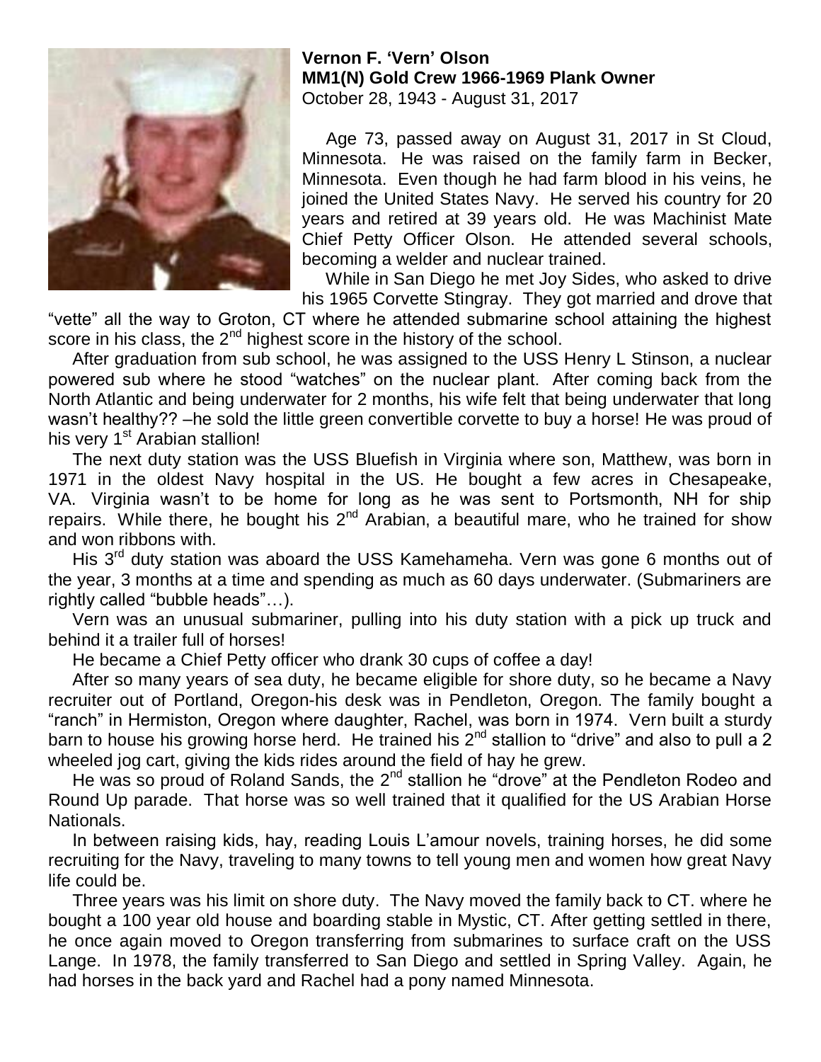**Vernon F. 'Vern' Olson**
**MM1(N) Gold Crew 1966-1969 Plank Owner**
October 28, 1943 - August 31, 2017

Age 73, passed away on August 31, 2017 in St Cloud, Minnesota. He was raised on the family farm in Becker, Minnesota. Even though he had farm blood in his veins, he joined the United States Navy. He served his country for 20 years and retired at 39 years old. He was Machinist Mate Chief Petty Officer Olson. He attended several schools, becoming a welder and nuclear trained.

While in San Diego he met Joy Sides, who asked to drive his 1965 Corvette Stingray. They got married and drove that "vette" all the way to Groton, CT where he attended submarine school attaining the highest score in his class, the 2nd highest score in the history of the school.

After graduation from sub school, he was assigned to the USS Henry L Stinson, a nuclear powered sub where he stood "watches" on the nuclear plant. After coming back from the North Atlantic and being underwater for 2 months, his wife felt that being underwater that long wasn't healthy?? –he sold the little green convertible corvette to buy a horse! He was proud of his very 1st Arabian stallion!

The next duty station was the USS Bluefish in Virginia where son, Matthew, was born in 1971 in the oldest Navy hospital in the US. He bought a few acres in Chesapeake, VA. Virginia wasn't to be home for long as he was sent to Portsmonth, NH for ship repairs. While there, he bought his 2nd Arabian, a beautiful mare, who he trained for show and won ribbons with.

His 3rd duty station was aboard the USS Kamehameha. Vern was gone 6 months out of the year, 3 months at a time and spending as much as 60 days underwater. (Submariners are rightly called "bubble heads"…).

Vern was an unusual submariner, pulling into his duty station with a pick up truck and behind it a trailer full of horses!

He became a Chief Petty officer who drank 30 cups of coffee a day!

After so many years of sea duty, he became eligible for shore duty, so he became a Navy recruiter out of Portland, Oregon-his desk was in Pendleton, Oregon. The family bought a "ranch" in Hermiston, Oregon where daughter, Rachel, was born in 1974. Vern built a sturdy barn to house his growing horse herd. He trained his 2nd stallion to "drive" and also to pull a 2 wheeled jog cart, giving the kids rides around the field of hay he grew.

He was so proud of Roland Sands, the 2nd stallion he "drove" at the Pendleton Rodeo and Round Up parade. That horse was so well trained that it qualified for the US Arabian Horse Nationals.

In between raising kids, hay, reading Louis L'amour novels, training horses, he did some recruiting for the Navy, traveling to many towns to tell young men and women how great Navy life could be.

Three years was his limit on shore duty. The Navy moved the family back to CT. where he bought a 100 year old house and boarding stable in Mystic, CT. After getting settled in there, he once again moved to Oregon transferring from submarines to surface craft on the USS Lange. In 1978, the family transferred to San Diego and settled in Spring Valley. Again, he had horses in the back yard and Rachel had a pony named Minnesota.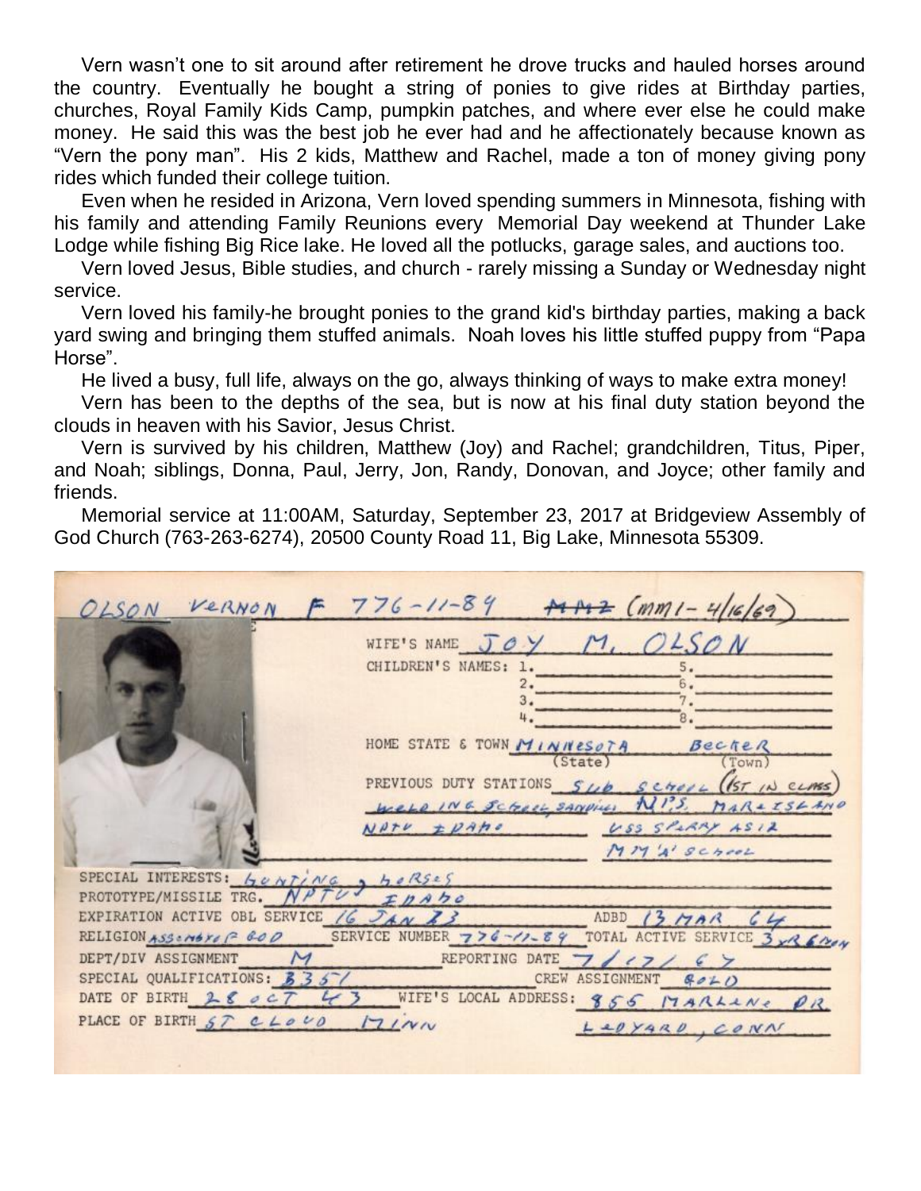Vern wasn't one to sit around after retirement he drove trucks and hauled horses around the country. Eventually he bought a string of ponies to give rides at Birthday parties, churches, Royal Family Kids Camp, pumpkin patches, and where ever else he could make money. He said this was the best job he ever had and he affectionately because known as "Vern the pony man". His 2 kids, Matthew and Rachel, made a ton of money giving pony rides which funded their college tuition.

Even when he resided in Arizona, Vern loved spending summers in Minnesota, fishing with his family and attending Family Reunions every Memorial Day weekend at Thunder Lake Lodge while fishing Big Rice lake. He loved all the potlucks, garage sales, and auctions too.

Vern loved Jesus, Bible studies, and church - rarely missing a Sunday or Wednesday night service.

Vern loved his family-he brought ponies to the grand kid's birthday parties, making a back yard swing and bringing them stuffed animals. Noah loves his little stuffed puppy from "Papa Horse".

He lived a busy, full life, always on the go, always thinking of ways to make extra money!

Vern has been to the depths of the sea, but is now at his final duty station beyond the clouds in heaven with his Savior, Jesus Christ.

Vern is survived by his children, Matthew (Joy) and Rachel; grandchildren, Titus, Piper, and Noah; siblings, Donna, Paul, Jerry, Jon, Randy, Donovan, and Joyce; other family and friends.

Memorial service at 11:00AM, Saturday, September 23, 2017 at Bridgeview Assembly of God Church (763-263-6274), 20500 County Road 11, Big Lake, Minnesota 55309.

OLSON VERNON F 776-11-89 ~~MM2~~ (MM1- 4/16/69)

WIFE'S NAME JOY M. OLSON

CHILDREN'S NAMES: 1. 2. 3. 4. 5. 6. 7. 8.

HOME STATE & TOWN MINNESOTA (State) BECKER (Town)

PREVIOUS DUTY STATIONS SUB SCHOOL (1ST IN CLASS) WELDING SCHOOL SANDIEGO NPS MARE ISLAND NPTU IDAHO USS SPERRY AS12 MM 'A' SCHOOL

SPECIAL INTERESTS: HUNTING, HORSES

PROTOTYPE/MISSILE TRG. NPTU IDAHO

EXPIRATION ACTIVE OBL SERVICE 16 JAN 73 ADBD 13 MAR 64

RELIGION ASSEMBLY OF GOD SERVICE NUMBER 776-11-89 TOTAL ACTIVE SERVICE 3 YR 6 MON

DEPT/DIV ASSIGNMENT M REPORTING DATE 7/17/67

SPECIAL QUALIFICATIONS: 3351 CREW ASSIGNMENT GOLD

DATE OF BIRTH 28 OCT 43 WIFE'S LOCAL ADDRESS: 855 MARLANE DR LEDYARD, CONN

PLACE OF BIRTH ST CLOUD MINN